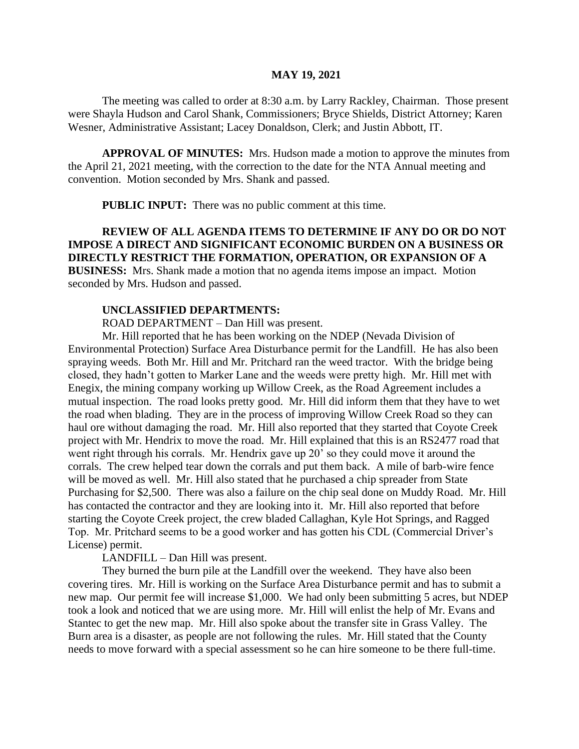**MAY 19, 2021**

The meeting was called to order at 8:30 a.m. by Larry Rackley, Chairman. Those present were Shayla Hudson and Carol Shank, Commissioners; Bryce Shields, District Attorney; Karen Wesner, Administrative Assistant; Lacey Donaldson, Clerk; and Justin Abbott, IT.

**APPROVAL OF MINUTES:** Mrs. Hudson made a motion to approve the minutes from the April 21, 2021 meeting, with the correction to the date for the NTA Annual meeting and convention. Motion seconded by Mrs. Shank and passed.

**PUBLIC INPUT:** There was no public comment at this time.

**REVIEW OF ALL AGENDA ITEMS TO DETERMINE IF ANY DO OR DO NOT IMPOSE A DIRECT AND SIGNIFICANT ECONOMIC BURDEN ON A BUSINESS OR DIRECTLY RESTRICT THE FORMATION, OPERATION, OR EXPANSION OF A BUSINESS:** Mrs. Shank made a motion that no agenda items impose an impact. Motion seconded by Mrs. Hudson and passed.

**UNCLASSIFIED DEPARTMENTS:**

ROAD DEPARTMENT – Dan Hill was present.

Mr. Hill reported that he has been working on the NDEP (Nevada Division of Environmental Protection) Surface Area Disturbance permit for the Landfill. He has also been spraying weeds. Both Mr. Hill and Mr. Pritchard ran the weed tractor. With the bridge being closed, they hadn't gotten to Marker Lane and the weeds were pretty high. Mr. Hill met with Enegix, the mining company working up Willow Creek, as the Road Agreement includes a mutual inspection. The road looks pretty good. Mr. Hill did inform them that they have to wet the road when blading. They are in the process of improving Willow Creek Road so they can haul ore without damaging the road. Mr. Hill also reported that they started that Coyote Creek project with Mr. Hendrix to move the road. Mr. Hill explained that this is an RS2477 road that went right through his corrals. Mr. Hendrix gave up 20' so they could move it around the corrals. The crew helped tear down the corrals and put them back. A mile of barb-wire fence will be moved as well. Mr. Hill also stated that he purchased a chip spreader from State Purchasing for $2,500. There was also a failure on the chip seal done on Muddy Road. Mr. Hill has contacted the contractor and they are looking into it. Mr. Hill also reported that before starting the Coyote Creek project, the crew bladed Callaghan, Kyle Hot Springs, and Ragged Top. Mr. Pritchard seems to be a good worker and has gotten his CDL (Commercial Driver's License) permit.

LANDFILL – Dan Hill was present.

They burned the burn pile at the Landfill over the weekend. They have also been covering tires. Mr. Hill is working on the Surface Area Disturbance permit and has to submit a new map. Our permit fee will increase $1,000. We had only been submitting 5 acres, but NDEP took a look and noticed that we are using more. Mr. Hill will enlist the help of Mr. Evans and Stantec to get the new map. Mr. Hill also spoke about the transfer site in Grass Valley. The Burn area is a disaster, as people are not following the rules. Mr. Hill stated that the County needs to move forward with a special assessment so he can hire someone to be there full-time.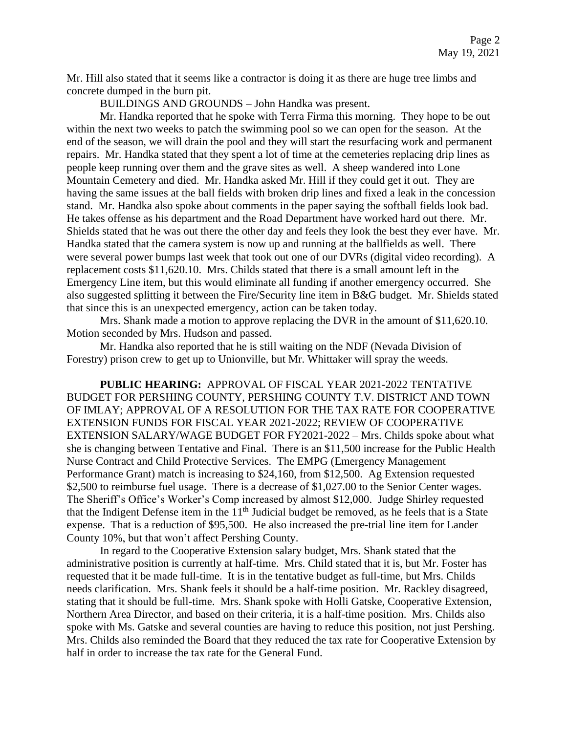Mr. Hill also stated that it seems like a contractor is doing it as there are huge tree limbs and concrete dumped in the burn pit.

BUILDINGS AND GROUNDS – John Handka was present.

Mr. Handka reported that he spoke with Terra Firma this morning. They hope to be out within the next two weeks to patch the swimming pool so we can open for the season. At the end of the season, we will drain the pool and they will start the resurfacing work and permanent repairs. Mr. Handka stated that they spent a lot of time at the cemeteries replacing drip lines as people keep running over them and the grave sites as well. A sheep wandered into Lone Mountain Cemetery and died. Mr. Handka asked Mr. Hill if they could get it out. They are having the same issues at the ball fields with broken drip lines and fixed a leak in the concession stand. Mr. Handka also spoke about comments in the paper saying the softball fields look bad. He takes offense as his department and the Road Department have worked hard out there. Mr. Shields stated that he was out there the other day and feels they look the best they ever have. Mr. Handka stated that the camera system is now up and running at the ballfields as well. There were several power bumps last week that took out one of our DVRs (digital video recording). A replacement costs \$11,620.10. Mrs. Childs stated that there is a small amount left in the Emergency Line item, but this would eliminate all funding if another emergency occurred. She also suggested splitting it between the Fire/Security line item in B&G budget. Mr. Shields stated that since this is an unexpected emergency, action can be taken today.

Mrs. Shank made a motion to approve replacing the DVR in the amount of \$11,620.10. Motion seconded by Mrs. Hudson and passed.

Mr. Handka also reported that he is still waiting on the NDF (Nevada Division of Forestry) prison crew to get up to Unionville, but Mr. Whittaker will spray the weeds.

**PUBLIC HEARING:** APPROVAL OF FISCAL YEAR 2021-2022 TENTATIVE BUDGET FOR PERSHING COUNTY, PERSHING COUNTY T.V. DISTRICT AND TOWN OF IMLAY; APPROVAL OF A RESOLUTION FOR THE TAX RATE FOR COOPERATIVE EXTENSION FUNDS FOR FISCAL YEAR 2021-2022; REVIEW OF COOPERATIVE EXTENSION SALARY/WAGE BUDGET FOR FY2021-2022 – Mrs. Childs spoke about what she is changing between Tentative and Final. There is an \$11,500 increase for the Public Health Nurse Contract and Child Protective Services. The EMPG (Emergency Management Performance Grant) match is increasing to \$24,160, from \$12,500. Ag Extension requested \$2,500 to reimburse fuel usage. There is a decrease of \$1,027.00 to the Senior Center wages. The Sheriff's Office's Worker's Comp increased by almost \$12,000. Judge Shirley requested that the Indigent Defense item in the 11th Judicial budget be removed, as he feels that is a State expense. That is a reduction of \$95,500. He also increased the pre-trial line item for Lander County 10%, but that won't affect Pershing County.

In regard to the Cooperative Extension salary budget, Mrs. Shank stated that the administrative position is currently at half-time. Mrs. Child stated that it is, but Mr. Foster has requested that it be made full-time. It is in the tentative budget as full-time, but Mrs. Childs needs clarification. Mrs. Shank feels it should be a half-time position. Mr. Rackley disagreed, stating that it should be full-time. Mrs. Shank spoke with Holli Gatske, Cooperative Extension, Northern Area Director, and based on their criteria, it is a half-time position. Mrs. Childs also spoke with Ms. Gatske and several counties are having to reduce this position, not just Pershing. Mrs. Childs also reminded the Board that they reduced the tax rate for Cooperative Extension by half in order to increase the tax rate for the General Fund.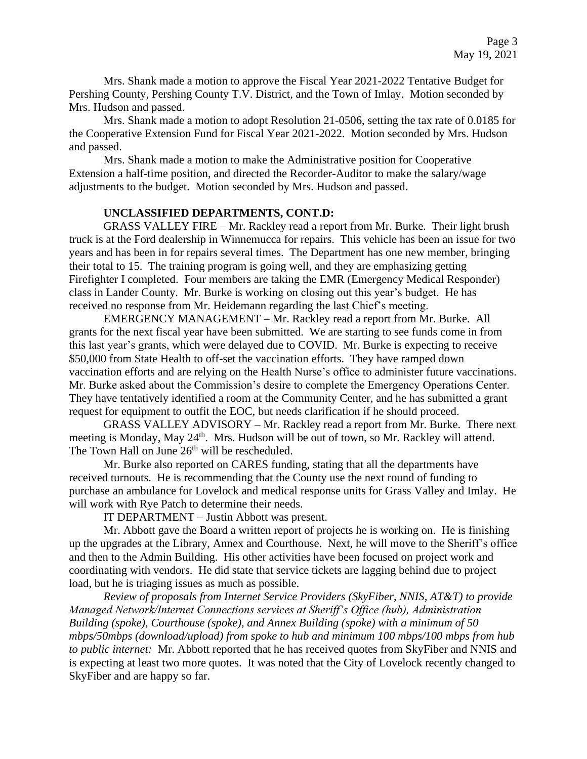Mrs. Shank made a motion to approve the Fiscal Year 2021-2022 Tentative Budget for Pershing County, Pershing County T.V. District, and the Town of Imlay. Motion seconded by Mrs. Hudson and passed.

Mrs. Shank made a motion to adopt Resolution 21-0506, setting the tax rate of 0.0185 for the Cooperative Extension Fund for Fiscal Year 2021-2022. Motion seconded by Mrs. Hudson and passed.

Mrs. Shank made a motion to make the Administrative position for Cooperative Extension a half-time position, and directed the Recorder-Auditor to make the salary/wage adjustments to the budget. Motion seconded by Mrs. Hudson and passed.

**UNCLASSIFIED DEPARTMENTS, CONT.D:**

GRASS VALLEY FIRE – Mr. Rackley read a report from Mr. Burke. Their light brush truck is at the Ford dealership in Winnemucca for repairs. This vehicle has been an issue for two years and has been in for repairs several times. The Department has one new member, bringing their total to 15. The training program is going well, and they are emphasizing getting Firefighter I completed. Four members are taking the EMR (Emergency Medical Responder) class in Lander County. Mr. Burke is working on closing out this year's budget. He has received no response from Mr. Heidemann regarding the last Chief's meeting.

EMERGENCY MANAGEMENT – Mr. Rackley read a report from Mr. Burke. All grants for the next fiscal year have been submitted. We are starting to see funds come in from this last year's grants, which were delayed due to COVID. Mr. Burke is expecting to receive $50,000 from State Health to off-set the vaccination efforts. They have ramped down vaccination efforts and are relying on the Health Nurse's office to administer future vaccinations. Mr. Burke asked about the Commission's desire to complete the Emergency Operations Center. They have tentatively identified a room at the Community Center, and he has submitted a grant request for equipment to outfit the EOC, but needs clarification if he should proceed.

GRASS VALLEY ADVISORY – Mr. Rackley read a report from Mr. Burke. There next meeting is Monday, May 24th. Mrs. Hudson will be out of town, so Mr. Rackley will attend. The Town Hall on June 26th will be rescheduled.

Mr. Burke also reported on CARES funding, stating that all the departments have received turnouts. He is recommending that the County use the next round of funding to purchase an ambulance for Lovelock and medical response units for Grass Valley and Imlay. He will work with Rye Patch to determine their needs.

IT DEPARTMENT – Justin Abbott was present.

Mr. Abbott gave the Board a written report of projects he is working on. He is finishing up the upgrades at the Library, Annex and Courthouse. Next, he will move to the Sheriff's office and then to the Admin Building. His other activities have been focused on project work and coordinating with vendors. He did state that service tickets are lagging behind due to project load, but he is triaging issues as much as possible.

*Review of proposals from Internet Service Providers (SkyFiber, NNIS, AT&T) to provide Managed Network/Internet Connections services at Sheriff's Office (hub), Administration Building (spoke), Courthouse (spoke), and Annex Building (spoke) with a minimum of 50 mbps/50mbps (download/upload) from spoke to hub and minimum 100 mbps/100 mbps from hub to public internet:* Mr. Abbott reported that he has received quotes from SkyFiber and NNIS and is expecting at least two more quotes. It was noted that the City of Lovelock recently changed to SkyFiber and are happy so far.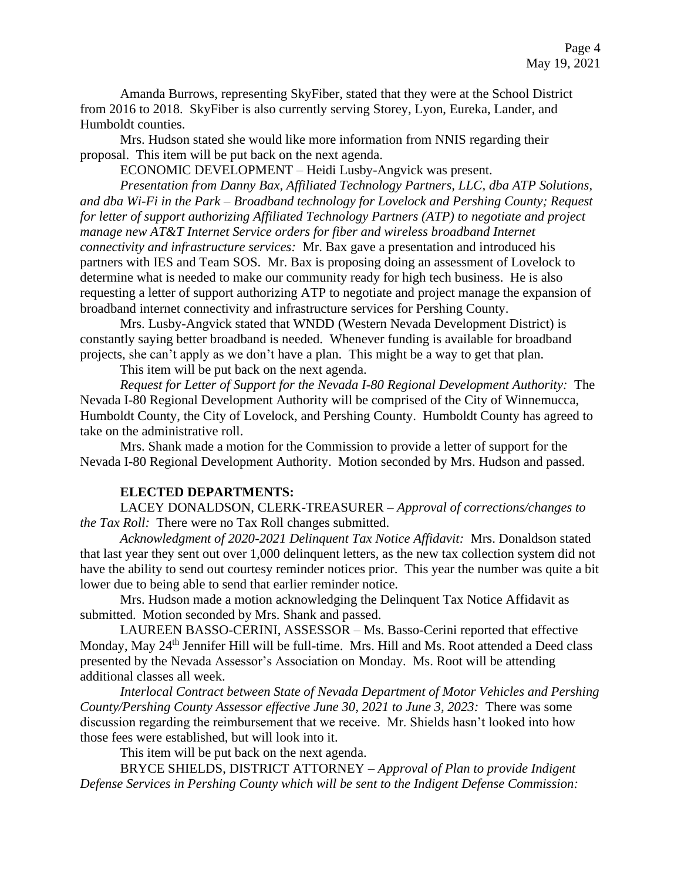Amanda Burrows, representing SkyFiber, stated that they were at the School District from 2016 to 2018. SkyFiber is also currently serving Storey, Lyon, Eureka, Lander, and Humboldt counties.

Mrs. Hudson stated she would like more information from NNIS regarding their proposal. This item will be put back on the next agenda.

ECONOMIC DEVELOPMENT – Heidi Lusby-Angvick was present.

*Presentation from Danny Bax, Affiliated Technology Partners, LLC, dba ATP Solutions, and dba Wi-Fi in the Park – Broadband technology for Lovelock and Pershing County; Request for letter of support authorizing Affiliated Technology Partners (ATP) to negotiate and project manage new AT&T Internet Service orders for fiber and wireless broadband Internet connectivity and infrastructure services:* Mr. Bax gave a presentation and introduced his partners with IES and Team SOS. Mr. Bax is proposing doing an assessment of Lovelock to determine what is needed to make our community ready for high tech business. He is also requesting a letter of support authorizing ATP to negotiate and project manage the expansion of broadband internet connectivity and infrastructure services for Pershing County.

Mrs. Lusby-Angvick stated that WNDD (Western Nevada Development District) is constantly saying better broadband is needed. Whenever funding is available for broadband projects, she can't apply as we don't have a plan. This might be a way to get that plan.

This item will be put back on the next agenda.

*Request for Letter of Support for the Nevada I-80 Regional Development Authority:* The Nevada I-80 Regional Development Authority will be comprised of the City of Winnemucca, Humboldt County, the City of Lovelock, and Pershing County. Humboldt County has agreed to take on the administrative roll.

Mrs. Shank made a motion for the Commission to provide a letter of support for the Nevada I-80 Regional Development Authority. Motion seconded by Mrs. Hudson and passed.

**ELECTED DEPARTMENTS:**

LACEY DONALDSON, CLERK-TREASURER – *Approval of corrections/changes to the Tax Roll:* There were no Tax Roll changes submitted.

*Acknowledgment of 2020-2021 Delinquent Tax Notice Affidavit:* Mrs. Donaldson stated that last year they sent out over 1,000 delinquent letters, as the new tax collection system did not have the ability to send out courtesy reminder notices prior. This year the number was quite a bit lower due to being able to send that earlier reminder notice.

Mrs. Hudson made a motion acknowledging the Delinquent Tax Notice Affidavit as submitted. Motion seconded by Mrs. Shank and passed.

LAUREEN BASSO-CERINI, ASSESSOR – Ms. Basso-Cerini reported that effective Monday, May 24th Jennifer Hill will be full-time. Mrs. Hill and Ms. Root attended a Deed class presented by the Nevada Assessor's Association on Monday. Ms. Root will be attending additional classes all week.

*Interlocal Contract between State of Nevada Department of Motor Vehicles and Pershing County/Pershing County Assessor effective June 30, 2021 to June 3, 2023:* There was some discussion regarding the reimbursement that we receive. Mr. Shields hasn't looked into how those fees were established, but will look into it.

This item will be put back on the next agenda.

BRYCE SHIELDS, DISTRICT ATTORNEY – *Approval of Plan to provide Indigent Defense Services in Pershing County which will be sent to the Indigent Defense Commission:*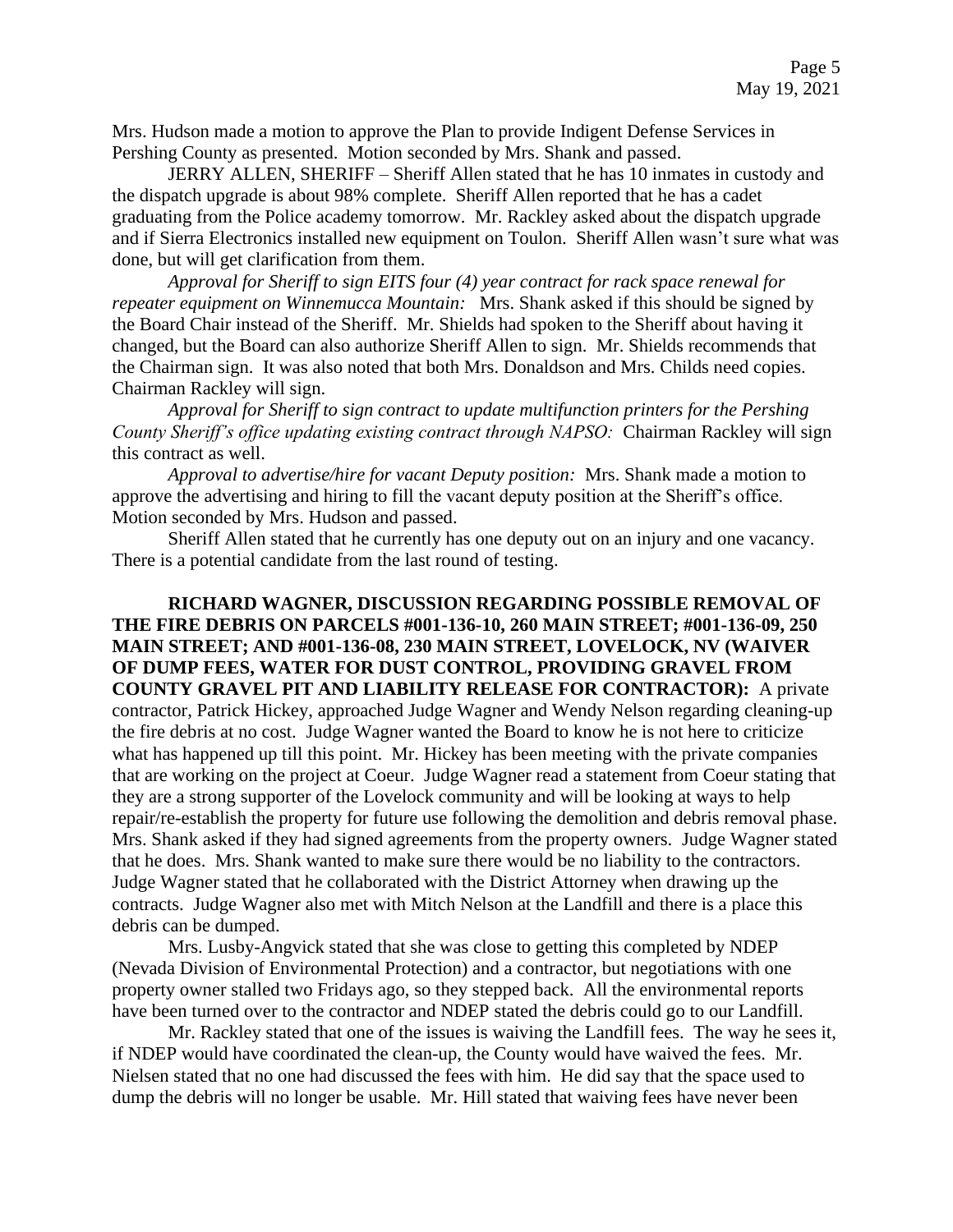Mrs. Hudson made a motion to approve the Plan to provide Indigent Defense Services in Pershing County as presented. Motion seconded by Mrs. Shank and passed.

JERRY ALLEN, SHERIFF – Sheriff Allen stated that he has 10 inmates in custody and the dispatch upgrade is about 98% complete. Sheriff Allen reported that he has a cadet graduating from the Police academy tomorrow. Mr. Rackley asked about the dispatch upgrade and if Sierra Electronics installed new equipment on Toulon. Sheriff Allen wasn't sure what was done, but will get clarification from them.

*Approval for Sheriff to sign EITS four (4) year contract for rack space renewal for repeater equipment on Winnemucca Mountain:* Mrs. Shank asked if this should be signed by the Board Chair instead of the Sheriff. Mr. Shields had spoken to the Sheriff about having it changed, but the Board can also authorize Sheriff Allen to sign. Mr. Shields recommends that the Chairman sign. It was also noted that both Mrs. Donaldson and Mrs. Childs need copies. Chairman Rackley will sign.

*Approval for Sheriff to sign contract to update multifunction printers for the Pershing County Sheriff's office updating existing contract through NAPSO:* Chairman Rackley will sign this contract as well.

*Approval to advertise/hire for vacant Deputy position:* Mrs. Shank made a motion to approve the advertising and hiring to fill the vacant deputy position at the Sheriff's office. Motion seconded by Mrs. Hudson and passed.

Sheriff Allen stated that he currently has one deputy out on an injury and one vacancy. There is a potential candidate from the last round of testing.

**RICHARD WAGNER, DISCUSSION REGARDING POSSIBLE REMOVAL OF THE FIRE DEBRIS ON PARCELS #001-136-10, 260 MAIN STREET; #001-136-09, 250 MAIN STREET; AND #001-136-08, 230 MAIN STREET, LOVELOCK, NV (WAIVER OF DUMP FEES, WATER FOR DUST CONTROL, PROVIDING GRAVEL FROM COUNTY GRAVEL PIT AND LIABILITY RELEASE FOR CONTRACTOR):** A private contractor, Patrick Hickey, approached Judge Wagner and Wendy Nelson regarding cleaning-up the fire debris at no cost. Judge Wagner wanted the Board to know he is not here to criticize what has happened up till this point. Mr. Hickey has been meeting with the private companies that are working on the project at Coeur. Judge Wagner read a statement from Coeur stating that they are a strong supporter of the Lovelock community and will be looking at ways to help repair/re-establish the property for future use following the demolition and debris removal phase. Mrs. Shank asked if they had signed agreements from the property owners. Judge Wagner stated that he does. Mrs. Shank wanted to make sure there would be no liability to the contractors. Judge Wagner stated that he collaborated with the District Attorney when drawing up the contracts. Judge Wagner also met with Mitch Nelson at the Landfill and there is a place this debris can be dumped.

Mrs. Lusby-Angvick stated that she was close to getting this completed by NDEP (Nevada Division of Environmental Protection) and a contractor, but negotiations with one property owner stalled two Fridays ago, so they stepped back. All the environmental reports have been turned over to the contractor and NDEP stated the debris could go to our Landfill.

Mr. Rackley stated that one of the issues is waiving the Landfill fees. The way he sees it, if NDEP would have coordinated the clean-up, the County would have waived the fees. Mr. Nielsen stated that no one had discussed the fees with him. He did say that the space used to dump the debris will no longer be usable. Mr. Hill stated that waiving fees have never been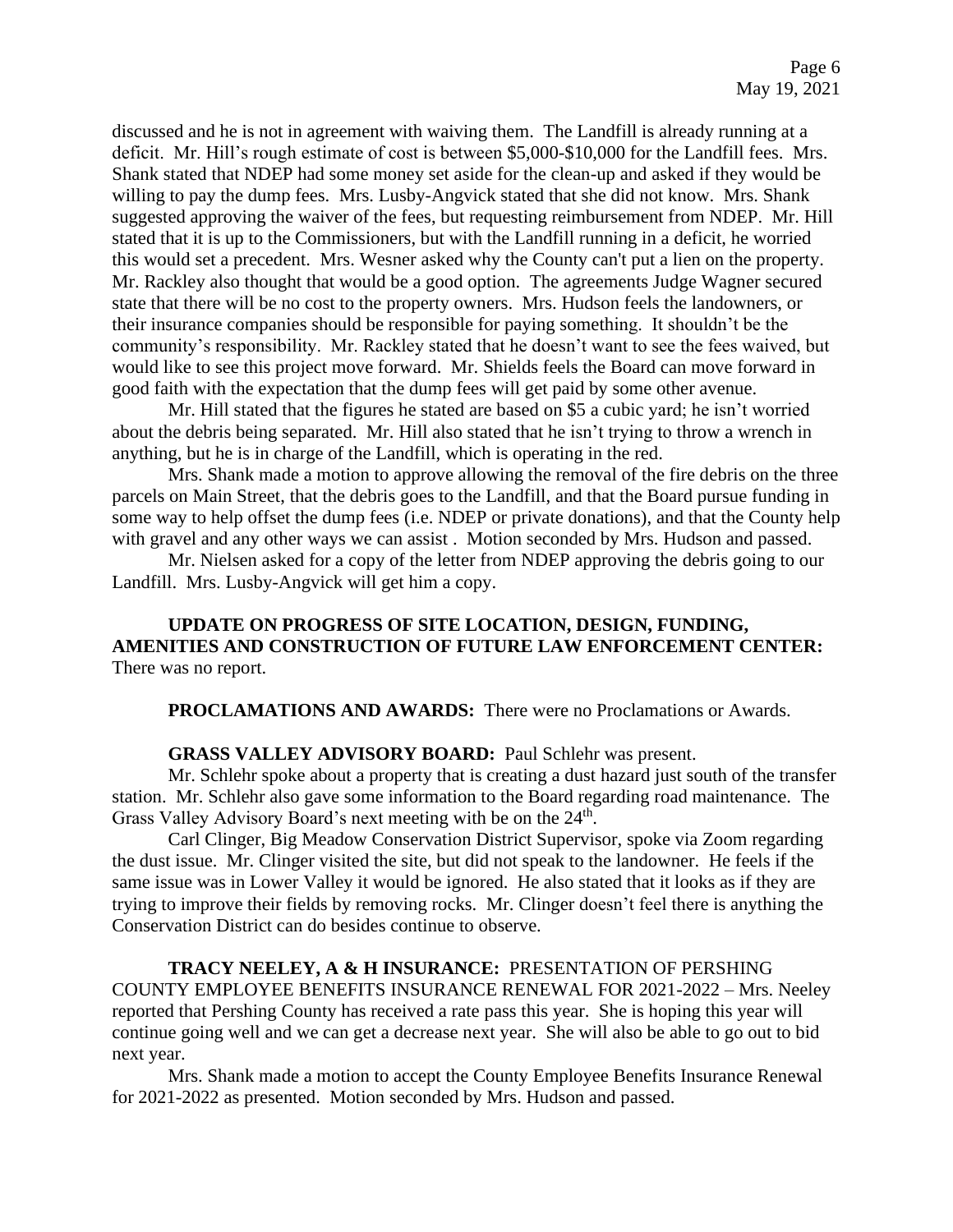discussed and he is not in agreement with waiving them. The Landfill is already running at a deficit. Mr. Hill's rough estimate of cost is between $5,000-$10,000 for the Landfill fees. Mrs. Shank stated that NDEP had some money set aside for the clean-up and asked if they would be willing to pay the dump fees. Mrs. Lusby-Angvick stated that she did not know. Mrs. Shank suggested approving the waiver of the fees, but requesting reimbursement from NDEP. Mr. Hill stated that it is up to the Commissioners, but with the Landfill running in a deficit, he worried this would set a precedent. Mrs. Wesner asked why the County can't put a lien on the property. Mr. Rackley also thought that would be a good option. The agreements Judge Wagner secured state that there will be no cost to the property owners. Mrs. Hudson feels the landowners, or their insurance companies should be responsible for paying something. It shouldn't be the community's responsibility. Mr. Rackley stated that he doesn't want to see the fees waived, but would like to see this project move forward. Mr. Shields feels the Board can move forward in good faith with the expectation that the dump fees will get paid by some other avenue.

Mr. Hill stated that the figures he stated are based on $5 a cubic yard; he isn't worried about the debris being separated. Mr. Hill also stated that he isn't trying to throw a wrench in anything, but he is in charge of the Landfill, which is operating in the red.

Mrs. Shank made a motion to approve allowing the removal of the fire debris on the three parcels on Main Street, that the debris goes to the Landfill, and that the Board pursue funding in some way to help offset the dump fees (i.e. NDEP or private donations), and that the County help with gravel and any other ways we can assist . Motion seconded by Mrs. Hudson and passed.

Mr. Nielsen asked for a copy of the letter from NDEP approving the debris going to our Landfill. Mrs. Lusby-Angvick will get him a copy.

**UPDATE ON PROGRESS OF SITE LOCATION, DESIGN, FUNDING, AMENITIES AND CONSTRUCTION OF FUTURE LAW ENFORCEMENT CENTER:** There was no report.

**PROCLAMATIONS AND AWARDS:** There were no Proclamations or Awards.

**GRASS VALLEY ADVISORY BOARD:** Paul Schlehr was present.

Mr. Schlehr spoke about a property that is creating a dust hazard just south of the transfer station. Mr. Schlehr also gave some information to the Board regarding road maintenance. The Grass Valley Advisory Board's next meeting with be on the 24th.

Carl Clinger, Big Meadow Conservation District Supervisor, spoke via Zoom regarding the dust issue. Mr. Clinger visited the site, but did not speak to the landowner. He feels if the same issue was in Lower Valley it would be ignored. He also stated that it looks as if they are trying to improve their fields by removing rocks. Mr. Clinger doesn't feel there is anything the Conservation District can do besides continue to observe.

**TRACY NEELEY, A & H INSURANCE:** PRESENTATION OF PERSHING COUNTY EMPLOYEE BENEFITS INSURANCE RENEWAL FOR 2021-2022 – Mrs. Neeley reported that Pershing County has received a rate pass this year. She is hoping this year will continue going well and we can get a decrease next year. She will also be able to go out to bid next year.

Mrs. Shank made a motion to accept the County Employee Benefits Insurance Renewal for 2021-2022 as presented. Motion seconded by Mrs. Hudson and passed.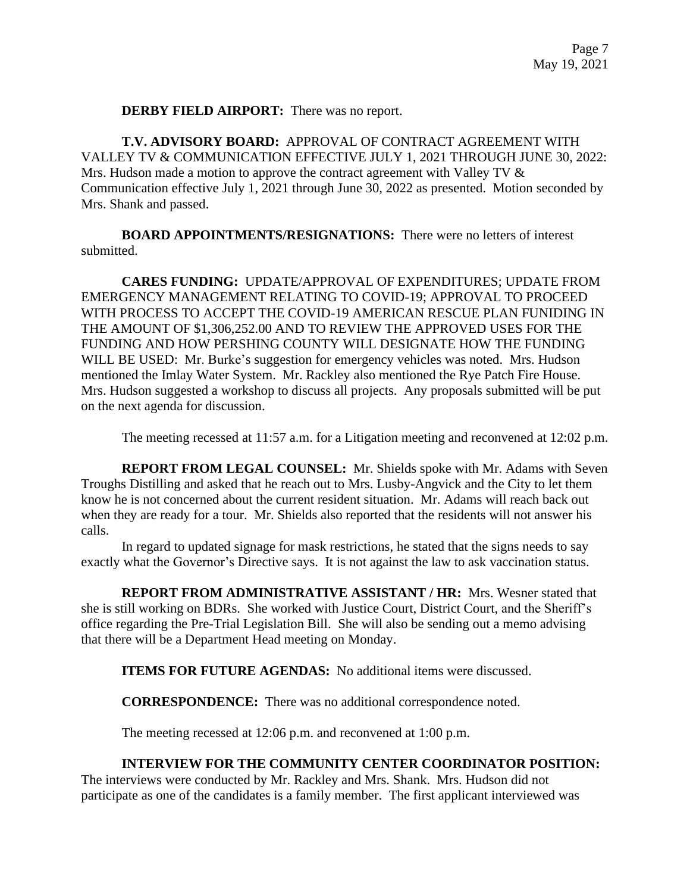**DERBY FIELD AIRPORT:** There was no report.

**T.V. ADVISORY BOARD:** APPROVAL OF CONTRACT AGREEMENT WITH VALLEY TV & COMMUNICATION EFFECTIVE JULY 1, 2021 THROUGH JUNE 30, 2022: Mrs. Hudson made a motion to approve the contract agreement with Valley TV & Communication effective July 1, 2021 through June 30, 2022 as presented. Motion seconded by Mrs. Shank and passed.

**BOARD APPOINTMENTS/RESIGNATIONS:** There were no letters of interest submitted.

**CARES FUNDING:** UPDATE/APPROVAL OF EXPENDITURES; UPDATE FROM EMERGENCY MANAGEMENT RELATING TO COVID-19; APPROVAL TO PROCEED WITH PROCESS TO ACCEPT THE COVID-19 AMERICAN RESCUE PLAN FUNIDING IN THE AMOUNT OF $1,306,252.00 AND TO REVIEW THE APPROVED USES FOR THE FUNDING AND HOW PERSHING COUNTY WILL DESIGNATE HOW THE FUNDING WILL BE USED: Mr. Burke's suggestion for emergency vehicles was noted. Mrs. Hudson mentioned the Imlay Water System. Mr. Rackley also mentioned the Rye Patch Fire House. Mrs. Hudson suggested a workshop to discuss all projects. Any proposals submitted will be put on the next agenda for discussion.

The meeting recessed at 11:57 a.m. for a Litigation meeting and reconvened at 12:02 p.m.

**REPORT FROM LEGAL COUNSEL:** Mr. Shields spoke with Mr. Adams with Seven Troughs Distilling and asked that he reach out to Mrs. Lusby-Angvick and the City to let them know he is not concerned about the current resident situation. Mr. Adams will reach back out when they are ready for a tour. Mr. Shields also reported that the residents will not answer his calls.

In regard to updated signage for mask restrictions, he stated that the signs needs to say exactly what the Governor's Directive says. It is not against the law to ask vaccination status.

**REPORT FROM ADMINISTRATIVE ASSISTANT / HR:** Mrs. Wesner stated that she is still working on BDRs. She worked with Justice Court, District Court, and the Sheriff's office regarding the Pre-Trial Legislation Bill. She will also be sending out a memo advising that there will be a Department Head meeting on Monday.

**ITEMS FOR FUTURE AGENDAS:** No additional items were discussed.

**CORRESPONDENCE:** There was no additional correspondence noted.

The meeting recessed at 12:06 p.m. and reconvened at 1:00 p.m.

**INTERVIEW FOR THE COMMUNITY CENTER COORDINATOR POSITION:** The interviews were conducted by Mr. Rackley and Mrs. Shank. Mrs. Hudson did not participate as one of the candidates is a family member. The first applicant interviewed was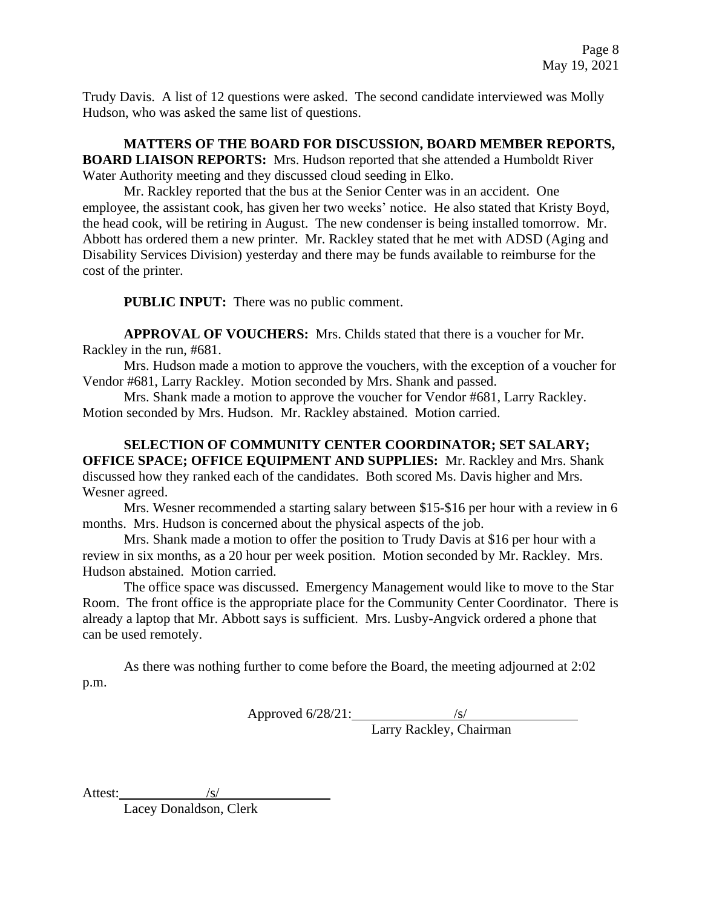Trudy Davis. A list of 12 questions were asked. The second candidate interviewed was Molly Hudson, who was asked the same list of questions.

**MATTERS OF THE BOARD FOR DISCUSSION, BOARD MEMBER REPORTS, BOARD LIAISON REPORTS:** Mrs. Hudson reported that she attended a Humboldt River Water Authority meeting and they discussed cloud seeding in Elko.

Mr. Rackley reported that the bus at the Senior Center was in an accident. One employee, the assistant cook, has given her two weeks' notice. He also stated that Kristy Boyd, the head cook, will be retiring in August. The new condenser is being installed tomorrow. Mr. Abbott has ordered them a new printer. Mr. Rackley stated that he met with ADSD (Aging and Disability Services Division) yesterday and there may be funds available to reimburse for the cost of the printer.

**PUBLIC INPUT:** There was no public comment.

**APPROVAL OF VOUCHERS:** Mrs. Childs stated that there is a voucher for Mr. Rackley in the run, #681.

Mrs. Hudson made a motion to approve the vouchers, with the exception of a voucher for Vendor #681, Larry Rackley. Motion seconded by Mrs. Shank and passed.

Mrs. Shank made a motion to approve the voucher for Vendor #681, Larry Rackley. Motion seconded by Mrs. Hudson. Mr. Rackley abstained. Motion carried.

**SELECTION OF COMMUNITY CENTER COORDINATOR; SET SALARY; OFFICE SPACE; OFFICE EQUIPMENT AND SUPPLIES:** Mr. Rackley and Mrs. Shank discussed how they ranked each of the candidates. Both scored Ms. Davis higher and Mrs. Wesner agreed.

Mrs. Wesner recommended a starting salary between $15-$16 per hour with a review in 6 months. Mrs. Hudson is concerned about the physical aspects of the job.

Mrs. Shank made a motion to offer the position to Trudy Davis at $16 per hour with a review in six months, as a 20 hour per week position. Motion seconded by Mr. Rackley. Mrs. Hudson abstained. Motion carried.

The office space was discussed. Emergency Management would like to move to the Star Room. The front office is the appropriate place for the Community Center Coordinator. There is already a laptop that Mr. Abbott says is sufficient. Mrs. Lusby-Angvick ordered a phone that can be used remotely.

As there was nothing further to come before the Board, the meeting adjourned at 2:02 p.m.

Approved 6/28/21: /s/
Larry Rackley, Chairman

Attest: /s/
Lacey Donaldson, Clerk